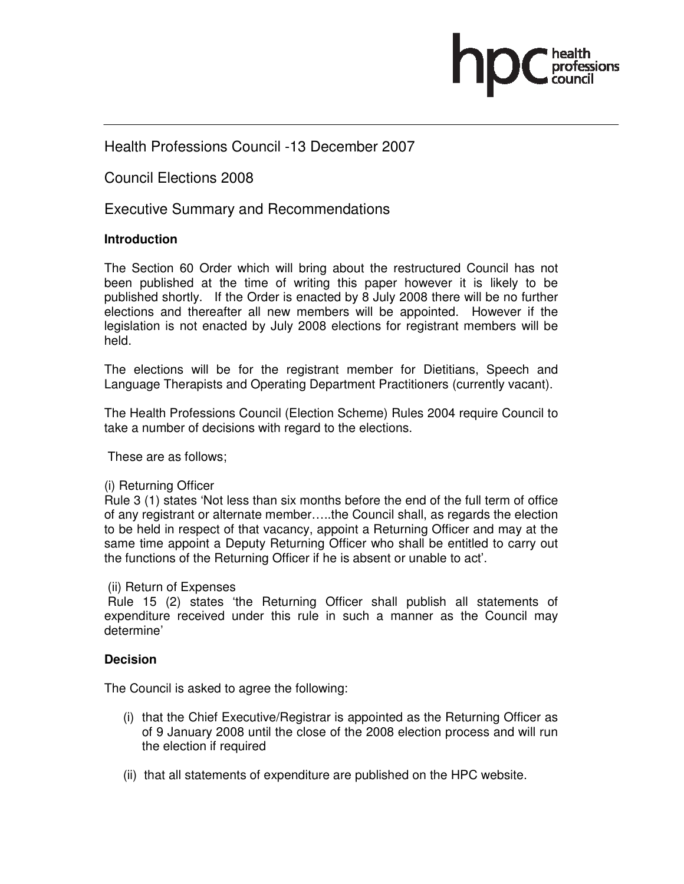Health Professions Council -13 December 2007

Council Elections 2008

Executive Summary and Recommendations

**Introduction**

The Section 60 Order which will bring about the restructured Council has not been published at the time of writing this paper however it is likely to be published shortly. If the Order is enacted by 8 July 2008 there will be no further elections and thereafter all new members will be appointed. However if the legislation is not enacted by July 2008 elections for registrant members will be held.

The elections will be for the registrant member for Dietitians, Speech and Language Therapists and Operating Department Practitioners (currently vacant).

The Health Professions Council (Election Scheme) Rules 2004 require Council to take a number of decisions with regard to the elections.

These are as follows;

(i) Returning Officer
Rule 3 (1) states 'Not less than six months before the end of the full term of office of any registrant or alternate member…..the Council shall, as regards the election to be held in respect of that vacancy, appoint a Returning Officer and may at the same time appoint a Deputy Returning Officer who shall be entitled to carry out the functions of the Returning Officer if he is absent or unable to act'.

(ii) Return of Expenses
Rule 15 (2) states 'the Returning Officer shall publish all statements of expenditure received under this rule in such a manner as the Council may determine'

**Decision**

The Council is asked to agree the following:

(i) that the Chief Executive/Registrar is appointed as the Returning Officer as of 9 January 2008 until the close of the 2008 election process and will run the election if required

(ii) that all statements of expenditure are published on the HPC website.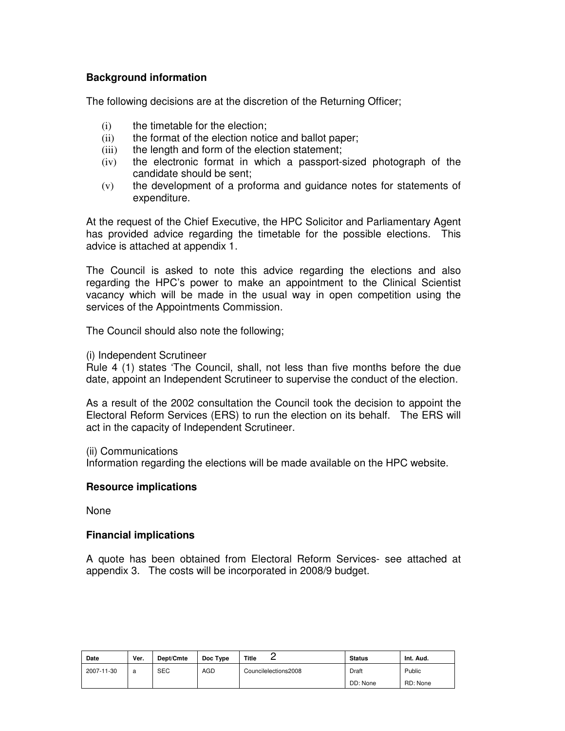### Background information

The following decisions are at the discretion of the Returning Officer;

(i) the timetable for the election;
(ii) the format of the election notice and ballot paper;
(iii) the length and form of the election statement;
(iv) the electronic format in which a passport-sized photograph of the candidate should be sent;
(v) the development of a proforma and guidance notes for statements of expenditure.

At the request of the Chief Executive, the HPC Solicitor and Parliamentary Agent has provided advice regarding the timetable for the possible elections. This advice is attached at appendix 1.

The Council is asked to note this advice regarding the elections and also regarding the HPC's power to make an appointment to the Clinical Scientist vacancy which will be made in the usual way in open competition using the services of the Appointments Commission.

The Council should also note the following;

(i) Independent Scrutineer
Rule 4 (1) states 'The Council, shall, not less than five months before the due date, appoint an Independent Scrutineer to supervise the conduct of the election.

As a result of the 2002 consultation the Council took the decision to appoint the Electoral Reform Services (ERS) to run the election on its behalf. The ERS will act in the capacity of Independent Scrutineer.

(ii) Communications
Information regarding the elections will be made available on the HPC website.

### Resource implications

None

### Financial implications

A quote has been obtained from Electoral Reform Services- see attached at appendix 3. The costs will be incorporated in 2008/9 budget.

| Date | Ver. | Dept/Cmte | Doc Type | Title | Status | Int. Aud. |
|---|---|---|---|---|---|---|
| 2007-11-30 | a | SEC | AGD | Councilelections2008 | Draft<br>DD: None | Public<br>RD: None |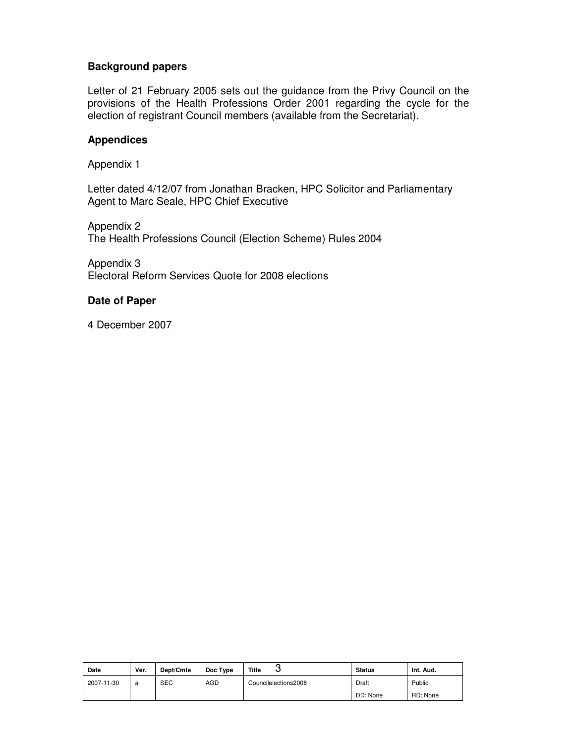**Background papers**

Letter of 21 February 2005 sets out the guidance from the Privy Council on the provisions of the Health Professions Order 2001 regarding the cycle for the election of registrant Council members (available from the Secretariat).

**Appendices**

Appendix 1

Letter dated 4/12/07 from Jonathan Bracken, HPC Solicitor and Parliamentary Agent to Marc Seale, HPC Chief Executive

Appendix 2
The Health Professions Council (Election Scheme) Rules 2004

Appendix 3
Electoral Reform Services Quote for 2008 elections

**Date of Paper**

4 December 2007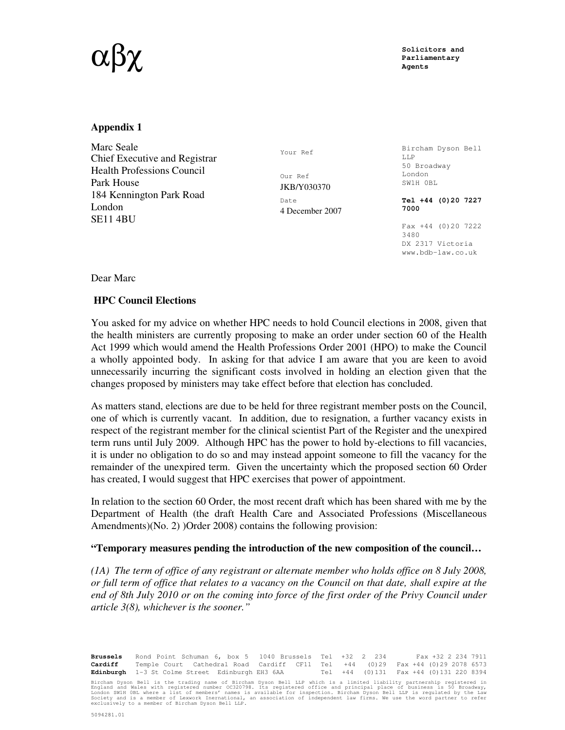αβχ

**Solicitors and Parliamentary Agents**

**Appendix 1**

Marc Seale
Chief Executive and Registrar
Health Professions Council
Park House
184 Kennington Park Road
London
SE11 4BU

Your Ref

Our Ref
JKB/Y030370

Date
4 December 2007

Bircham Dyson Bell LLP
50 Broadway
London
SW1H 0BL

**Tel +44 (0)20 7227 7000**

Fax +44 (0)20 7222 3480
DX 2317 Victoria
www.bdb-law.co.uk

Dear Marc

**HPC Council Elections**

You asked for my advice on whether HPC needs to hold Council elections in 2008, given that the health ministers are currently proposing to make an order under section 60 of the Health Act 1999 which would amend the Health Professions Order 2001 (HPO) to make the Council a wholly appointed body. In asking for that advice I am aware that you are keen to avoid unnecessarily incurring the significant costs involved in holding an election given that the changes proposed by ministers may take effect before that election has concluded.

As matters stand, elections are due to be held for three registrant member posts on the Council, one of which is currently vacant. In addition, due to resignation, a further vacancy exists in respect of the registrant member for the clinical scientist Part of the Register and the unexpired term runs until July 2009. Although HPC has the power to hold by-elections to fill vacancies, it is under no obligation to do so and may instead appoint someone to fill the vacancy for the remainder of the unexpired term. Given the uncertainty which the proposed section 60 Order has created, I would suggest that HPC exercises that power of appointment.

In relation to the section 60 Order, the most recent draft which has been shared with me by the Department of Health (the draft Health Care and Associated Professions (Miscellaneous Amendments)(No. 2) )Order 2008) contains the following provision:

**"Temporary measures pending the introduction of the new composition of the council…**

*(1A) The term of office of any registrant or alternate member who holds office on 8 July 2008, or full term of office that relates to a vacancy on the Council on that date, shall expire at the end of 8th July 2010 or on the coming into force of the first order of the Privy Council under article 3(8), whichever is the sooner."*

**Brussels** Rond Point Schuman 6, box 5 1040 Brussels Tel +32 2 234 Fax +32 2 234 7911
**Cardiff** Temple Court Cathedral Road Cardiff CF11 Tel +44 (0)29 Fax +44 (0)29 2078 6573
**Edinburgh** 1-3 St Colme Street Edinburgh EH3 6AA Tel +44 (0)131 Fax +44 (0)131 220 8394

Bircham Dyson Bell is the trading name of Bircham Dyson Bell LLP which is a limited liability partnership registered in England and Wales with registered number OC320798. Its registered office and principal place of business is 50 Broadway, London SW1H 0BL where a list of members' names is available for inspection. Bircham Dyson Bell LLP is regulated by the Law Society and is a member of Lexwork Inernational, an association of independent law firms. We use the word partner to refer exclusively to a member of Bircham Dyson Bell LLP.

5094281.01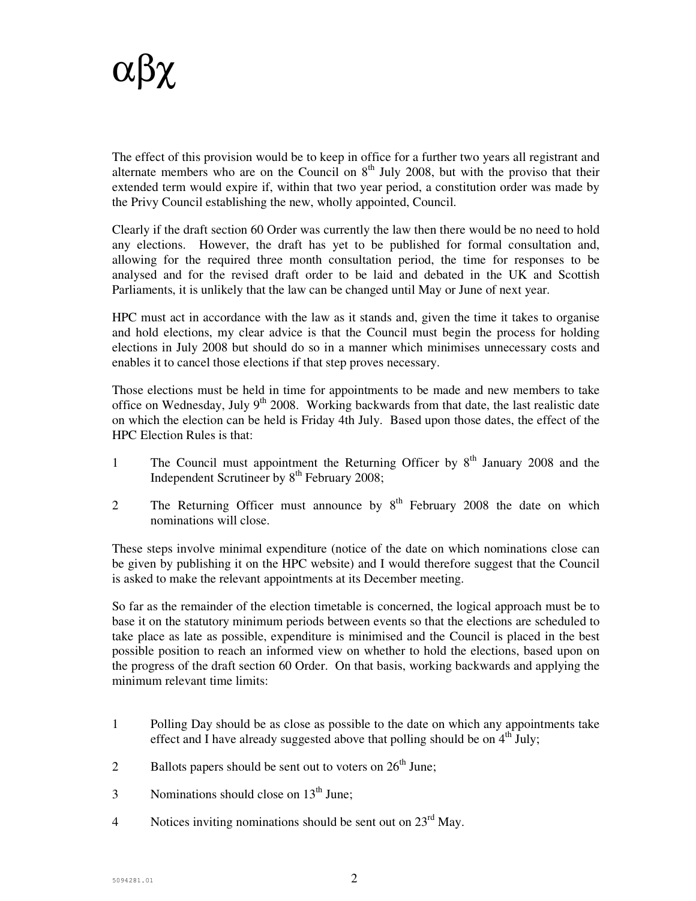αβχ

The effect of this provision would be to keep in office for a further two years all registrant and alternate members who are on the Council on 8th July 2008, but with the proviso that their extended term would expire if, within that two year period, a constitution order was made by the Privy Council establishing the new, wholly appointed, Council.

Clearly if the draft section 60 Order was currently the law then there would be no need to hold any elections. However, the draft has yet to be published for formal consultation and, allowing for the required three month consultation period, the time for responses to be analysed and for the revised draft order to be laid and debated in the UK and Scottish Parliaments, it is unlikely that the law can be changed until May or June of next year.

HPC must act in accordance with the law as it stands and, given the time it takes to organise and hold elections, my clear advice is that the Council must begin the process for holding elections in July 2008 but should do so in a manner which minimises unnecessary costs and enables it to cancel those elections if that step proves necessary.

Those elections must be held in time for appointments to be made and new members to take office on Wednesday, July 9th 2008. Working backwards from that date, the last realistic date on which the election can be held is Friday 4th July. Based upon those dates, the effect of the HPC Election Rules is that:

1 The Council must appointment the Returning Officer by 8th January 2008 and the Independent Scrutineer by 8th February 2008;

2 The Returning Officer must announce by 8th February 2008 the date on which nominations will close.

These steps involve minimal expenditure (notice of the date on which nominations close can be given by publishing it on the HPC website) and I would therefore suggest that the Council is asked to make the relevant appointments at its December meeting.

So far as the remainder of the election timetable is concerned, the logical approach must be to base it on the statutory minimum periods between events so that the elections are scheduled to take place as late as possible, expenditure is minimised and the Council is placed in the best possible position to reach an informed view on whether to hold the elections, based upon on the progress of the draft section 60 Order. On that basis, working backwards and applying the minimum relevant time limits:

1 Polling Day should be as close as possible to the date on which any appointments take effect and I have already suggested above that polling should be on 4th July;

2 Ballots papers should be sent out to voters on 26th June;

3 Nominations should close on 13th June;

4 Notices inviting nominations should be sent out on 23rd May.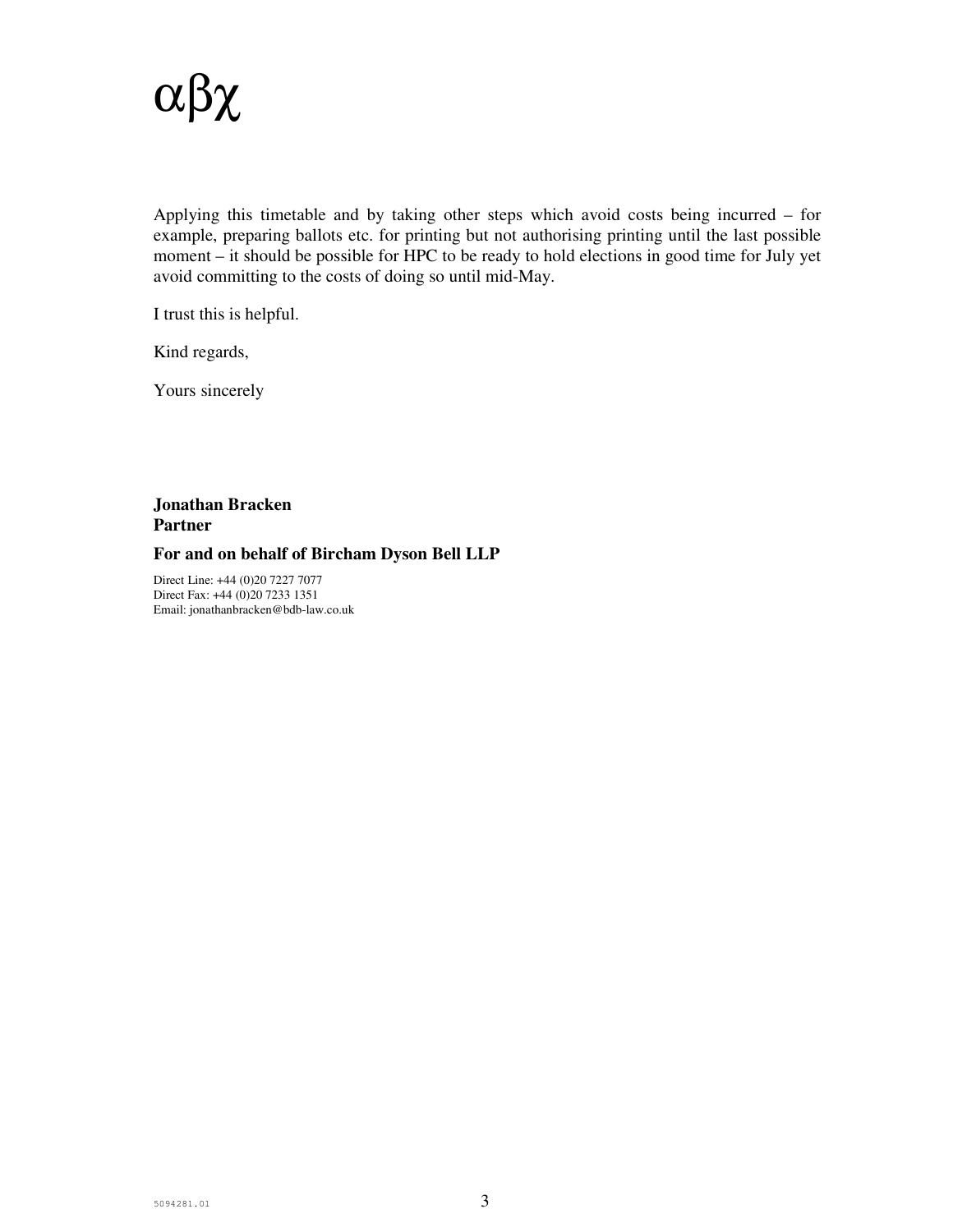Applying this timetable and by taking other steps which avoid costs being incurred – for example, preparing ballots etc. for printing but not authorising printing until the last possible moment – it should be possible for HPC to be ready to hold elections in good time for July yet avoid committing to the costs of doing so until mid-May.

I trust this is helpful.

Kind regards,

Yours sincerely

**Jonathan Bracken**
**Partner**

**For and on behalf of Bircham Dyson Bell LLP**

Direct Line: +44 (0)20 7227 7077
Direct Fax: +44 (0)20 7233 1351
Email: jonathanbracken@bdb-law.co.uk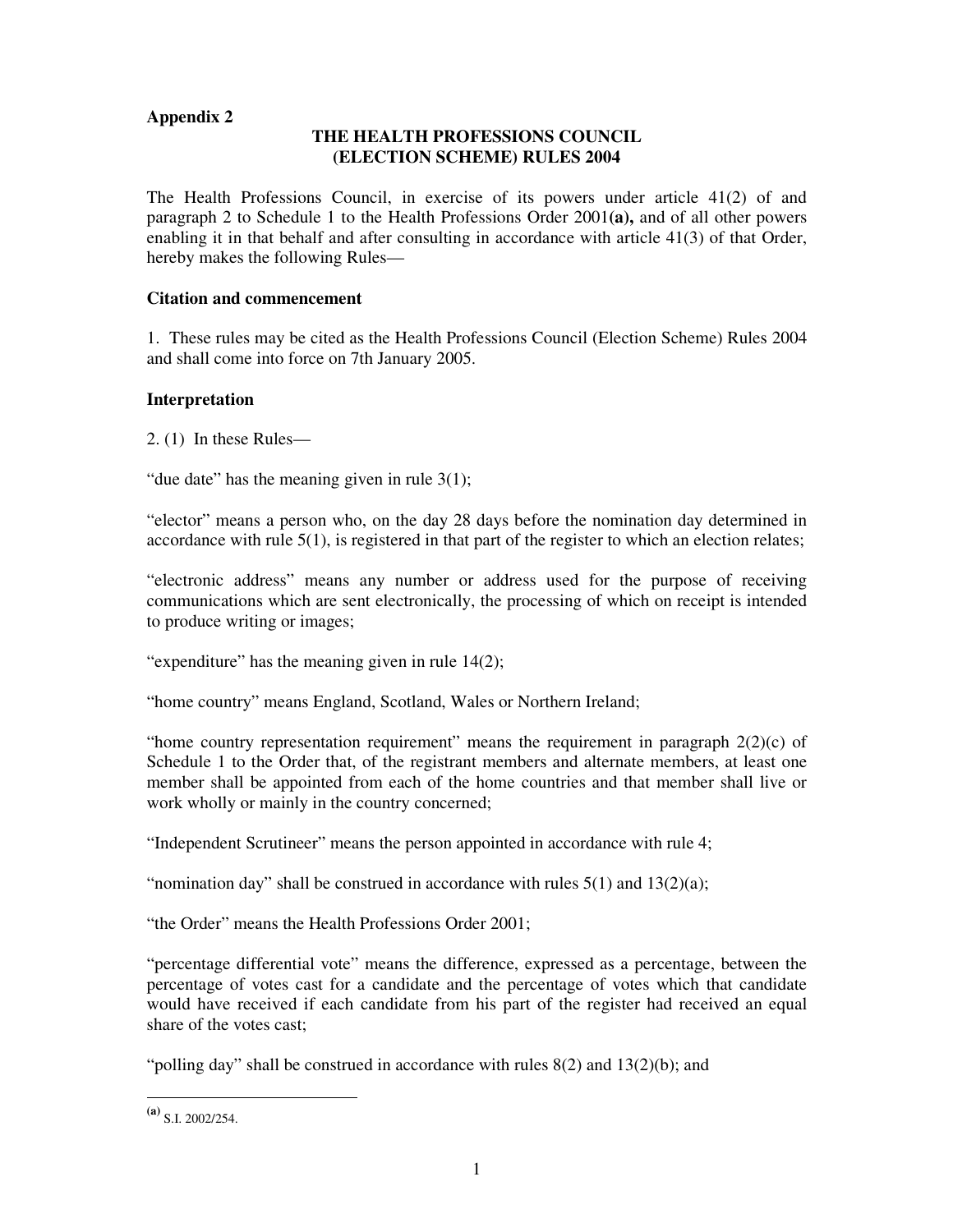**Appendix 2**

**THE HEALTH PROFESSIONS COUNCIL (ELECTION SCHEME) RULES 2004**

The Health Professions Council, in exercise of its powers under article 41(2) of and paragraph 2 to Schedule 1 to the Health Professions Order 2001**(a),** and of all other powers enabling it in that behalf and after consulting in accordance with article 41(3) of that Order, hereby makes the following Rules—

**Citation and commencement**

1. These rules may be cited as the Health Professions Council (Election Scheme) Rules 2004 and shall come into force on 7th January 2005.

**Interpretation**

2. (1) In these Rules—

“due date” has the meaning given in rule 3(1);

“elector” means a person who, on the day 28 days before the nomination day determined in accordance with rule 5(1), is registered in that part of the register to which an election relates;

“electronic address” means any number or address used for the purpose of receiving communications which are sent electronically, the processing of which on receipt is intended to produce writing or images;

“expenditure” has the meaning given in rule 14(2);

“home country” means England, Scotland, Wales or Northern Ireland;

“home country representation requirement” means the requirement in paragraph 2(2)(c) of Schedule 1 to the Order that, of the registrant members and alternate members, at least one member shall be appointed from each of the home countries and that member shall live or work wholly or mainly in the country concerned;

“Independent Scrutineer” means the person appointed in accordance with rule 4;

“nomination day” shall be construed in accordance with rules 5(1) and 13(2)(a);

“the Order” means the Health Professions Order 2001;

“percentage differential vote” means the difference, expressed as a percentage, between the percentage of votes cast for a candidate and the percentage of votes which that candidate would have received if each candidate from his part of the register had received an equal share of the votes cast;

“polling day” shall be construed in accordance with rules 8(2) and 13(2)(b); and

---

**(a)** S.I. 2002/254.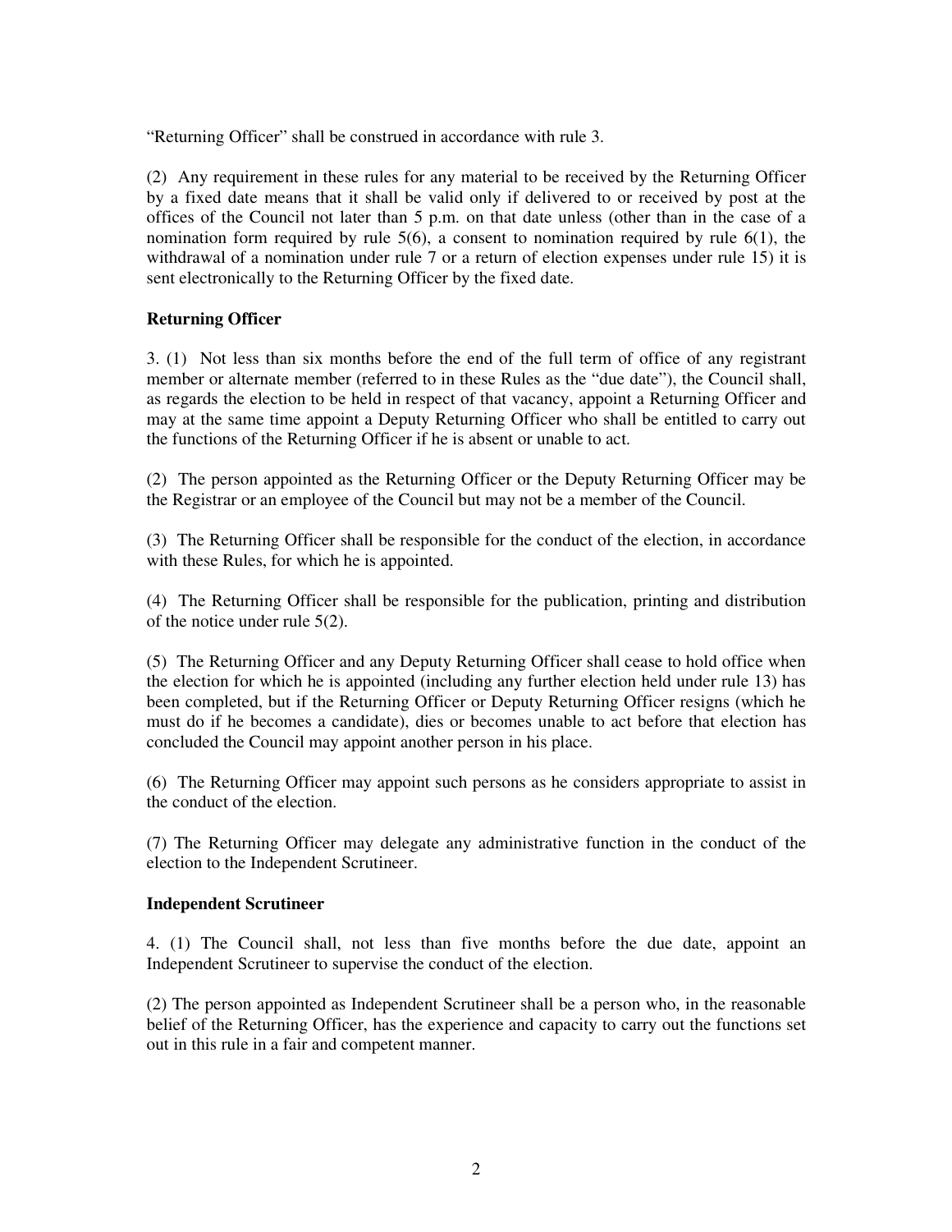"Returning Officer" shall be construed in accordance with rule 3.

(2) Any requirement in these rules for any material to be received by the Returning Officer by a fixed date means that it shall be valid only if delivered to or received by post at the offices of the Council not later than 5 p.m. on that date unless (other than in the case of a nomination form required by rule 5(6), a consent to nomination required by rule 6(1), the withdrawal of a nomination under rule 7 or a return of election expenses under rule 15) it is sent electronically to the Returning Officer by the fixed date.

**Returning Officer**

3. (1) Not less than six months before the end of the full term of office of any registrant member or alternate member (referred to in these Rules as the "due date"), the Council shall, as regards the election to be held in respect of that vacancy, appoint a Returning Officer and may at the same time appoint a Deputy Returning Officer who shall be entitled to carry out the functions of the Returning Officer if he is absent or unable to act.

(2) The person appointed as the Returning Officer or the Deputy Returning Officer may be the Registrar or an employee of the Council but may not be a member of the Council.

(3) The Returning Officer shall be responsible for the conduct of the election, in accordance with these Rules, for which he is appointed.

(4) The Returning Officer shall be responsible for the publication, printing and distribution of the notice under rule 5(2).

(5) The Returning Officer and any Deputy Returning Officer shall cease to hold office when the election for which he is appointed (including any further election held under rule 13) has been completed, but if the Returning Officer or Deputy Returning Officer resigns (which he must do if he becomes a candidate), dies or becomes unable to act before that election has concluded the Council may appoint another person in his place.

(6) The Returning Officer may appoint such persons as he considers appropriate to assist in the conduct of the election.

(7) The Returning Officer may delegate any administrative function in the conduct of the election to the Independent Scrutineer.

**Independent Scrutineer**

4. (1) The Council shall, not less than five months before the due date, appoint an Independent Scrutineer to supervise the conduct of the election.

(2) The person appointed as Independent Scrutineer shall be a person who, in the reasonable belief of the Returning Officer, has the experience and capacity to carry out the functions set out in this rule in a fair and competent manner.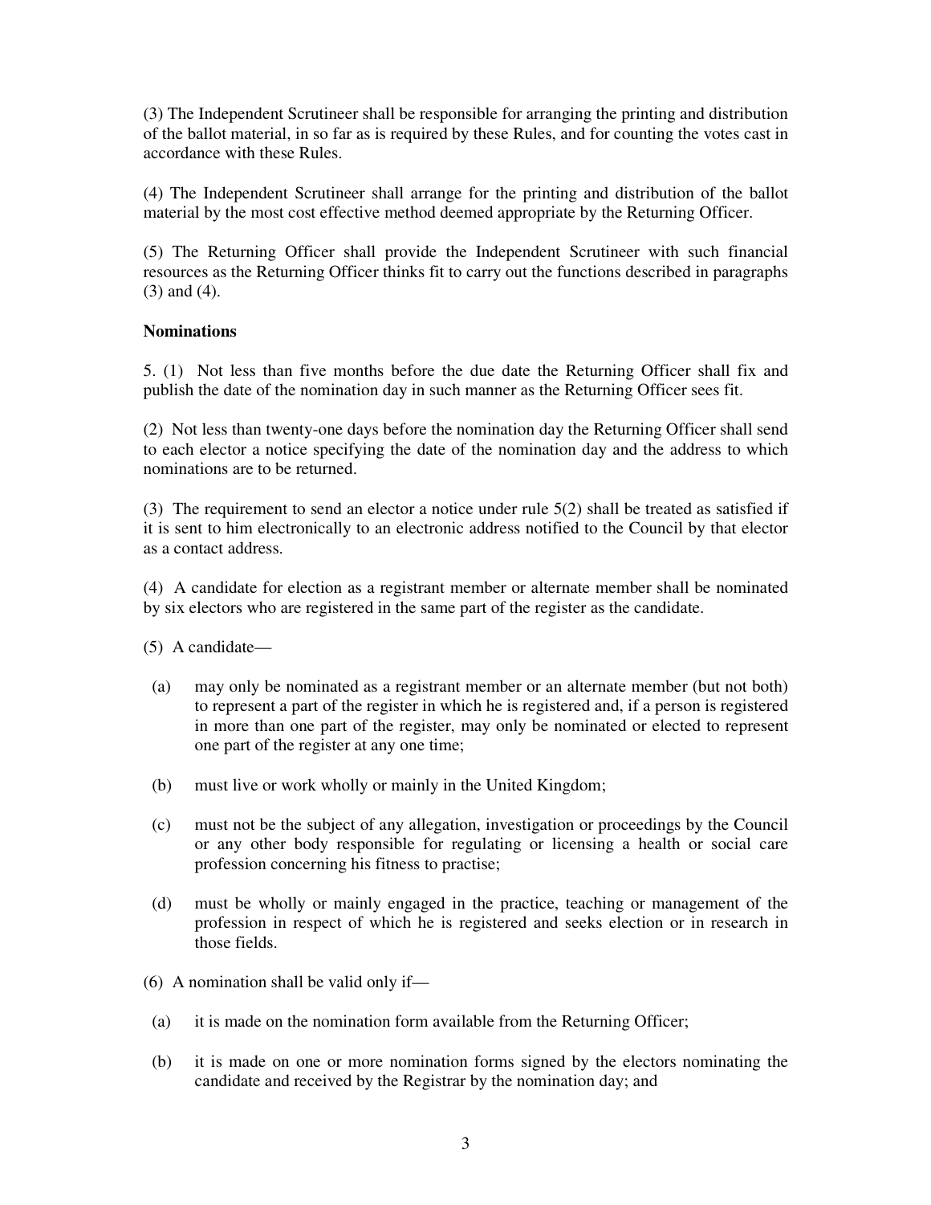(3) The Independent Scrutineer shall be responsible for arranging the printing and distribution of the ballot material, in so far as is required by these Rules, and for counting the votes cast in accordance with these Rules.

(4) The Independent Scrutineer shall arrange for the printing and distribution of the ballot material by the most cost effective method deemed appropriate by the Returning Officer.

(5) The Returning Officer shall provide the Independent Scrutineer with such financial resources as the Returning Officer thinks fit to carry out the functions described in paragraphs (3) and (4).

**Nominations**

5. (1) Not less than five months before the due date the Returning Officer shall fix and publish the date of the nomination day in such manner as the Returning Officer sees fit.

(2) Not less than twenty-one days before the nomination day the Returning Officer shall send to each elector a notice specifying the date of the nomination day and the address to which nominations are to be returned.

(3) The requirement to send an elector a notice under rule 5(2) shall be treated as satisfied if it is sent to him electronically to an electronic address notified to the Council by that elector as a contact address.

(4) A candidate for election as a registrant member or alternate member shall be nominated by six electors who are registered in the same part of the register as the candidate.

(5) A candidate—

(a) may only be nominated as a registrant member or an alternate member (but not both) to represent a part of the register in which he is registered and, if a person is registered in more than one part of the register, may only be nominated or elected to represent one part of the register at any one time;

(b) must live or work wholly or mainly in the United Kingdom;

(c) must not be the subject of any allegation, investigation or proceedings by the Council or any other body responsible for regulating or licensing a health or social care profession concerning his fitness to practise;

(d) must be wholly or mainly engaged in the practice, teaching or management of the profession in respect of which he is registered and seeks election or in research in those fields.

(6) A nomination shall be valid only if—

(a) it is made on the nomination form available from the Returning Officer;

(b) it is made on one or more nomination forms signed by the electors nominating the candidate and received by the Registrar by the nomination day; and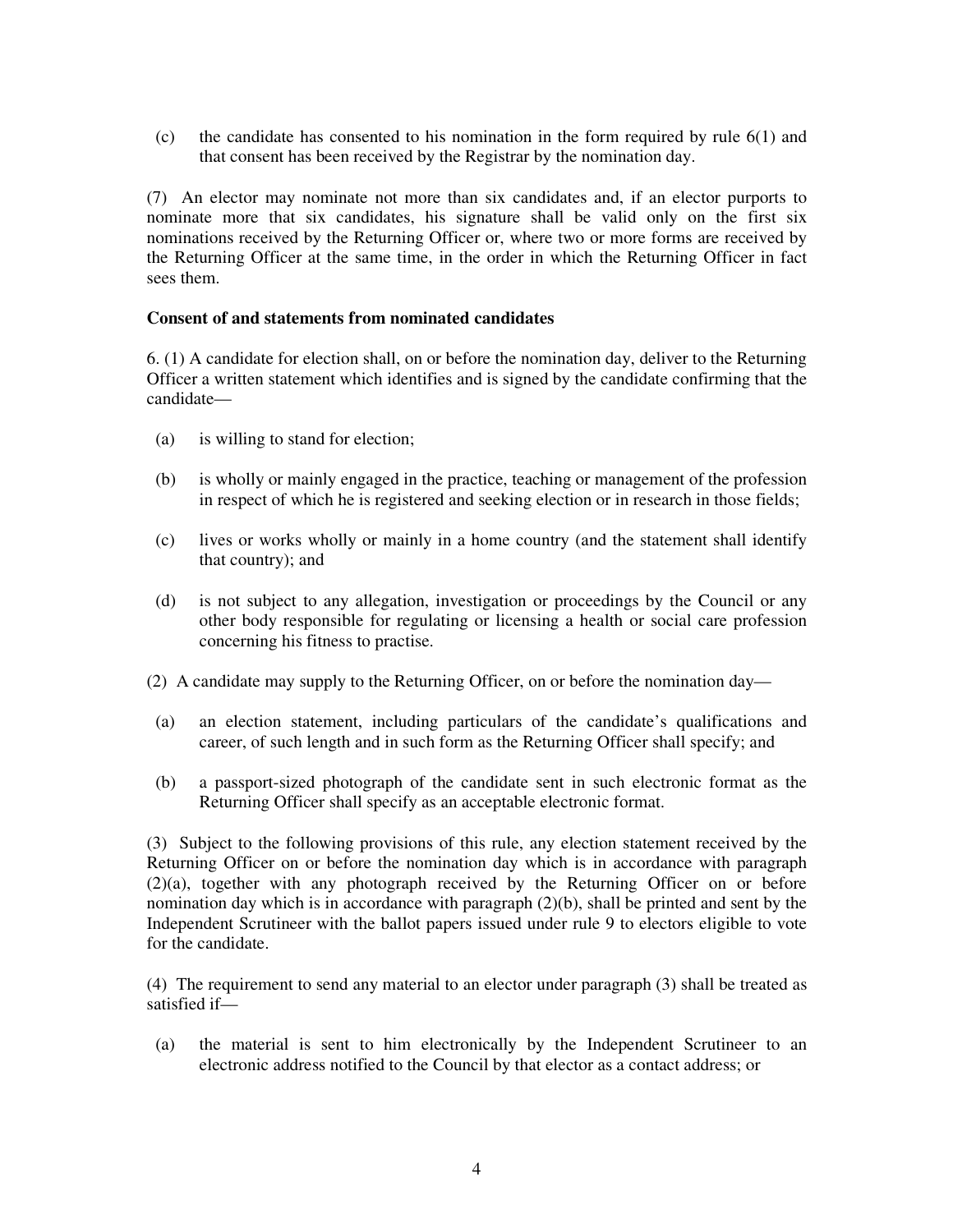(c) the candidate has consented to his nomination in the form required by rule 6(1) and that consent has been received by the Registrar by the nomination day.

(7) An elector may nominate not more than six candidates and, if an elector purports to nominate more that six candidates, his signature shall be valid only on the first six nominations received by the Returning Officer or, where two or more forms are received by the Returning Officer at the same time, in the order in which the Returning Officer in fact sees them.

**Consent of and statements from nominated candidates**

6. (1) A candidate for election shall, on or before the nomination day, deliver to the Returning Officer a written statement which identifies and is signed by the candidate confirming that the candidate—

(a) is willing to stand for election;

(b) is wholly or mainly engaged in the practice, teaching or management of the profession in respect of which he is registered and seeking election or in research in those fields;

(c) lives or works wholly or mainly in a home country (and the statement shall identify that country); and

(d) is not subject to any allegation, investigation or proceedings by the Council or any other body responsible for regulating or licensing a health or social care profession concerning his fitness to practise.

(2) A candidate may supply to the Returning Officer, on or before the nomination day—

(a) an election statement, including particulars of the candidate's qualifications and career, of such length and in such form as the Returning Officer shall specify; and

(b) a passport-sized photograph of the candidate sent in such electronic format as the Returning Officer shall specify as an acceptable electronic format.

(3) Subject to the following provisions of this rule, any election statement received by the Returning Officer on or before the nomination day which is in accordance with paragraph (2)(a), together with any photograph received by the Returning Officer on or before nomination day which is in accordance with paragraph (2)(b), shall be printed and sent by the Independent Scrutineer with the ballot papers issued under rule 9 to electors eligible to vote for the candidate.

(4) The requirement to send any material to an elector under paragraph (3) shall be treated as satisfied if—

(a) the material is sent to him electronically by the Independent Scrutineer to an electronic address notified to the Council by that elector as a contact address; or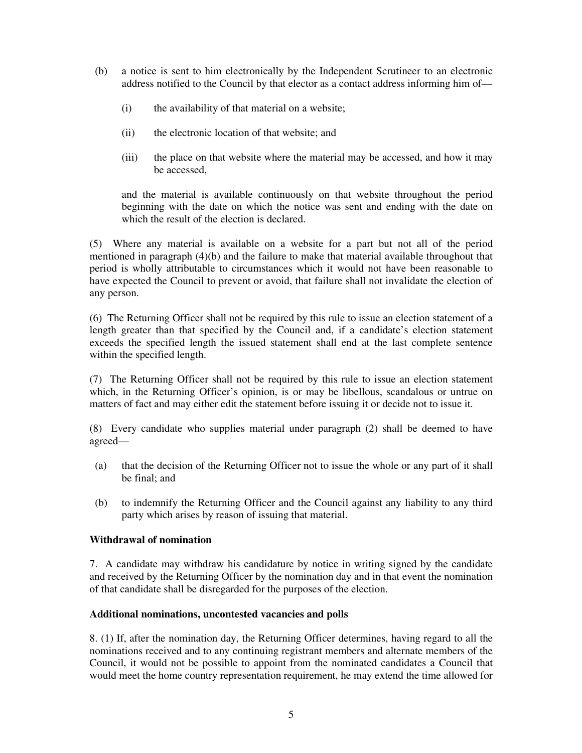(b) a notice is sent to him electronically by the Independent Scrutineer to an electronic address notified to the Council by that elector as a contact address informing him of—

  (i) the availability of that material on a website;

  (ii) the electronic location of that website; and

  (iii) the place on that website where the material may be accessed, and how it may be accessed,

  and the material is available continuously on that website throughout the period beginning with the date on which the notice was sent and ending with the date on which the result of the election is declared.

(5) Where any material is available on a website for a part but not all of the period mentioned in paragraph (4)(b) and the failure to make that material available throughout that period is wholly attributable to circumstances which it would not have been reasonable to have expected the Council to prevent or avoid, that failure shall not invalidate the election of any person.

(6) The Returning Officer shall not be required by this rule to issue an election statement of a length greater than that specified by the Council and, if a candidate's election statement exceeds the specified length the issued statement shall end at the last complete sentence within the specified length.

(7) The Returning Officer shall not be required by this rule to issue an election statement which, in the Returning Officer's opinion, is or may be libellous, scandalous or untrue on matters of fact and may either edit the statement before issuing it or decide not to issue it.

(8) Every candidate who supplies material under paragraph (2) shall be deemed to have agreed—

(a) that the decision of the Returning Officer not to issue the whole or any part of it shall be final; and

(b) to indemnify the Returning Officer and the Council against any liability to any third party which arises by reason of issuing that material.

**Withdrawal of nomination**

7. A candidate may withdraw his candidature by notice in writing signed by the candidate and received by the Returning Officer by the nomination day and in that event the nomination of that candidate shall be disregarded for the purposes of the election.

**Additional nominations, uncontested vacancies and polls**

8. (1) If, after the nomination day, the Returning Officer determines, having regard to all the nominations received and to any continuing registrant members and alternate members of the Council, it would not be possible to appoint from the nominated candidates a Council that would meet the home country representation requirement, he may extend the time allowed for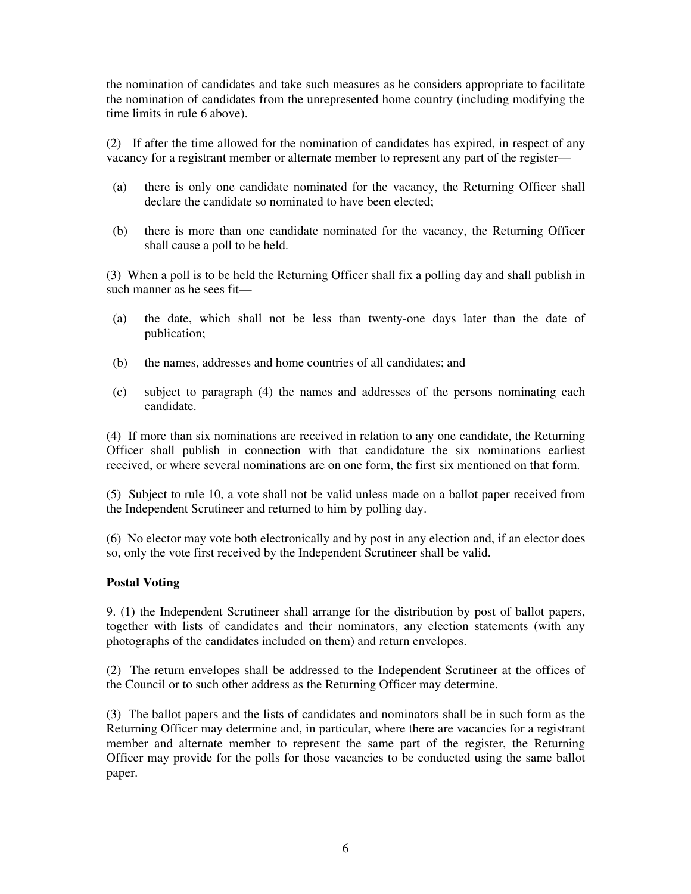the nomination of candidates and take such measures as he considers appropriate to facilitate the nomination of candidates from the unrepresented home country (including modifying the time limits in rule 6 above).

(2) If after the time allowed for the nomination of candidates has expired, in respect of any vacancy for a registrant member or alternate member to represent any part of the register—

- (a) there is only one candidate nominated for the vacancy, the Returning Officer shall declare the candidate so nominated to have been elected;
- (b) there is more than one candidate nominated for the vacancy, the Returning Officer shall cause a poll to be held.

(3) When a poll is to be held the Returning Officer shall fix a polling day and shall publish in such manner as he sees fit—

- (a) the date, which shall not be less than twenty-one days later than the date of publication;
- (b) the names, addresses and home countries of all candidates; and
- (c) subject to paragraph (4) the names and addresses of the persons nominating each candidate.

(4) If more than six nominations are received in relation to any one candidate, the Returning Officer shall publish in connection with that candidature the six nominations earliest received, or where several nominations are on one form, the first six mentioned on that form.

(5) Subject to rule 10, a vote shall not be valid unless made on a ballot paper received from the Independent Scrutineer and returned to him by polling day.

(6) No elector may vote both electronically and by post in any election and, if an elector does so, only the vote first received by the Independent Scrutineer shall be valid.

**Postal Voting**

9. (1) the Independent Scrutineer shall arrange for the distribution by post of ballot papers, together with lists of candidates and their nominators, any election statements (with any photographs of the candidates included on them) and return envelopes.

(2) The return envelopes shall be addressed to the Independent Scrutineer at the offices of the Council or to such other address as the Returning Officer may determine.

(3) The ballot papers and the lists of candidates and nominators shall be in such form as the Returning Officer may determine and, in particular, where there are vacancies for a registrant member and alternate member to represent the same part of the register, the Returning Officer may provide for the polls for those vacancies to be conducted using the same ballot paper.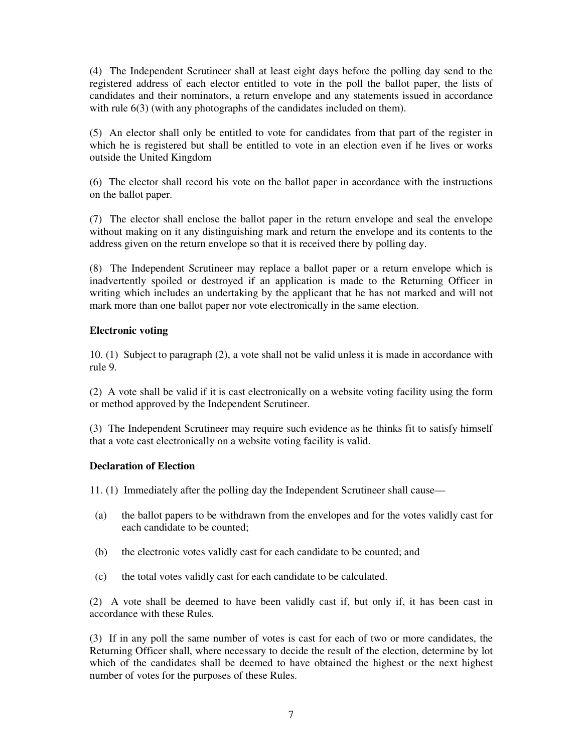(4) The Independent Scrutineer shall at least eight days before the polling day send to the registered address of each elector entitled to vote in the poll the ballot paper, the lists of candidates and their nominators, a return envelope and any statements issued in accordance with rule 6(3) (with any photographs of the candidates included on them).

(5) An elector shall only be entitled to vote for candidates from that part of the register in which he is registered but shall be entitled to vote in an election even if he lives or works outside the United Kingdom

(6) The elector shall record his vote on the ballot paper in accordance with the instructions on the ballot paper.

(7) The elector shall enclose the ballot paper in the return envelope and seal the envelope without making on it any distinguishing mark and return the envelope and its contents to the address given on the return envelope so that it is received there by polling day.

(8) The Independent Scrutineer may replace a ballot paper or a return envelope which is inadvertently spoiled or destroyed if an application is made to the Returning Officer in writing which includes an undertaking by the applicant that he has not marked and will not mark more than one ballot paper nor vote electronically in the same election.

**Electronic voting**

10. (1) Subject to paragraph (2), a vote shall not be valid unless it is made in accordance with rule 9.

(2) A vote shall be valid if it is cast electronically on a website voting facility using the form or method approved by the Independent Scrutineer.

(3) The Independent Scrutineer may require such evidence as he thinks fit to satisfy himself that a vote cast electronically on a website voting facility is valid.

**Declaration of Election**

11. (1) Immediately after the polling day the Independent Scrutineer shall cause—

(a) the ballot papers to be withdrawn from the envelopes and for the votes validly cast for each candidate to be counted;

(b) the electronic votes validly cast for each candidate to be counted; and

(c) the total votes validly cast for each candidate to be calculated.

(2) A vote shall be deemed to have been validly cast if, but only if, it has been cast in accordance with these Rules.

(3) If in any poll the same number of votes is cast for each of two or more candidates, the Returning Officer shall, where necessary to decide the result of the election, determine by lot which of the candidates shall be deemed to have obtained the highest or the next highest number of votes for the purposes of these Rules.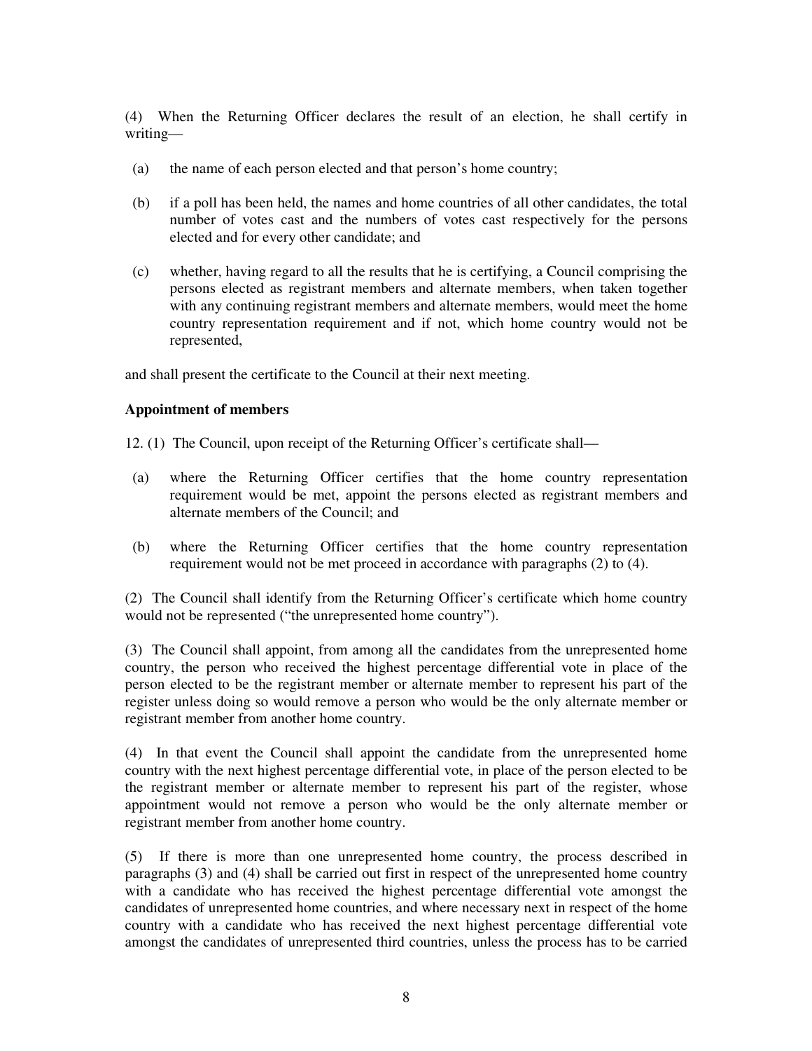(4) When the Returning Officer declares the result of an election, he shall certify in writing—

(a) the name of each person elected and that person's home country;

(b) if a poll has been held, the names and home countries of all other candidates, the total number of votes cast and the numbers of votes cast respectively for the persons elected and for every other candidate; and

(c) whether, having regard to all the results that he is certifying, a Council comprising the persons elected as registrant members and alternate members, when taken together with any continuing registrant members and alternate members, would meet the home country representation requirement and if not, which home country would not be represented,

and shall present the certificate to the Council at their next meeting.

**Appointment of members**

12. (1) The Council, upon receipt of the Returning Officer's certificate shall—

(a) where the Returning Officer certifies that the home country representation requirement would be met, appoint the persons elected as registrant members and alternate members of the Council; and

(b) where the Returning Officer certifies that the home country representation requirement would not be met proceed in accordance with paragraphs (2) to (4).

(2) The Council shall identify from the Returning Officer's certificate which home country would not be represented ("the unrepresented home country").

(3) The Council shall appoint, from among all the candidates from the unrepresented home country, the person who received the highest percentage differential vote in place of the person elected to be the registrant member or alternate member to represent his part of the register unless doing so would remove a person who would be the only alternate member or registrant member from another home country.

(4) In that event the Council shall appoint the candidate from the unrepresented home country with the next highest percentage differential vote, in place of the person elected to be the registrant member or alternate member to represent his part of the register, whose appointment would not remove a person who would be the only alternate member or registrant member from another home country.

(5) If there is more than one unrepresented home country, the process described in paragraphs (3) and (4) shall be carried out first in respect of the unrepresented home country with a candidate who has received the highest percentage differential vote amongst the candidates of unrepresented home countries, and where necessary next in respect of the home country with a candidate who has received the next highest percentage differential vote amongst the candidates of unrepresented third countries, unless the process has to be carried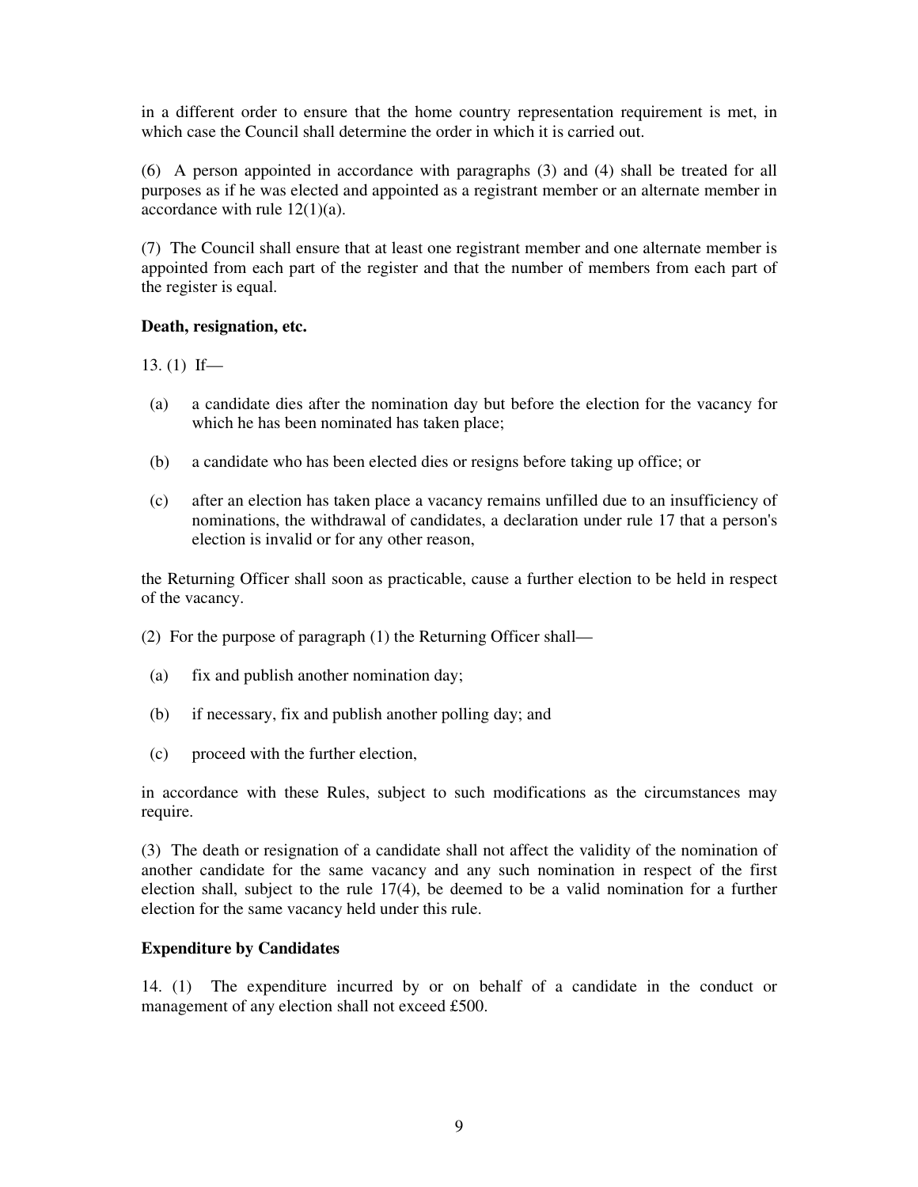in a different order to ensure that the home country representation requirement is met, in which case the Council shall determine the order in which it is carried out.

(6) A person appointed in accordance with paragraphs (3) and (4) shall be treated for all purposes as if he was elected and appointed as a registrant member or an alternate member in accordance with rule 12(1)(a).

(7) The Council shall ensure that at least one registrant member and one alternate member is appointed from each part of the register and that the number of members from each part of the register is equal.

**Death, resignation, etc.**

13. (1) If—

(a) a candidate dies after the nomination day but before the election for the vacancy for which he has been nominated has taken place;

(b) a candidate who has been elected dies or resigns before taking up office; or

(c) after an election has taken place a vacancy remains unfilled due to an insufficiency of nominations, the withdrawal of candidates, a declaration under rule 17 that a person's election is invalid or for any other reason,

the Returning Officer shall soon as practicable, cause a further election to be held in respect of the vacancy.

(2) For the purpose of paragraph (1) the Returning Officer shall—

(a) fix and publish another nomination day;

(b) if necessary, fix and publish another polling day; and

(c) proceed with the further election,

in accordance with these Rules, subject to such modifications as the circumstances may require.

(3) The death or resignation of a candidate shall not affect the validity of the nomination of another candidate for the same vacancy and any such nomination in respect of the first election shall, subject to the rule 17(4), be deemed to be a valid nomination for a further election for the same vacancy held under this rule.

**Expenditure by Candidates**

14. (1) The expenditure incurred by or on behalf of a candidate in the conduct or management of any election shall not exceed £500.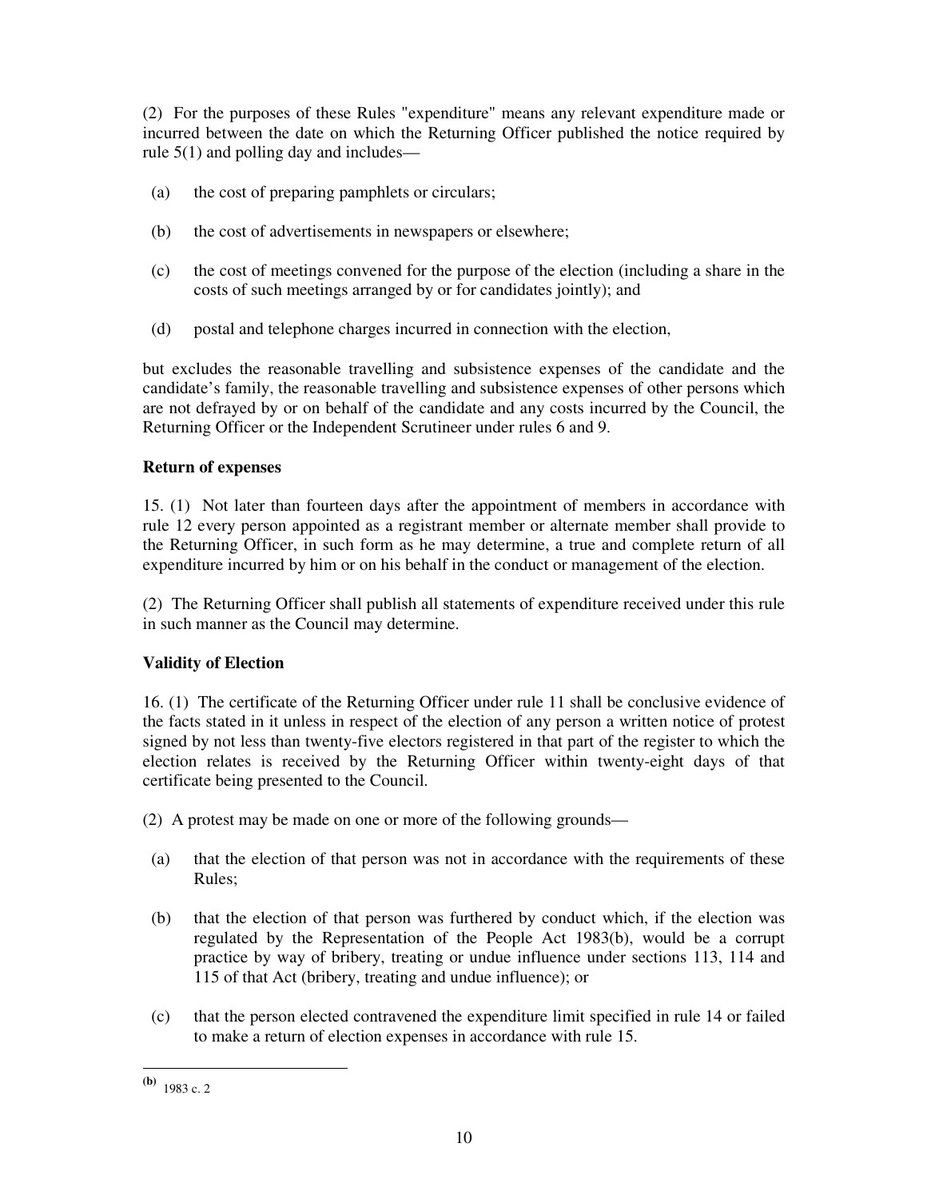(2) For the purposes of these Rules "expenditure" means any relevant expenditure made or incurred between the date on which the Returning Officer published the notice required by rule 5(1) and polling day and includes—

(a) the cost of preparing pamphlets or circulars;

(b) the cost of advertisements in newspapers or elsewhere;

(c) the cost of meetings convened for the purpose of the election (including a share in the costs of such meetings arranged by or for candidates jointly); and

(d) postal and telephone charges incurred in connection with the election,

but excludes the reasonable travelling and subsistence expenses of the candidate and the candidate's family, the reasonable travelling and subsistence expenses of other persons which are not defrayed by or on behalf of the candidate and any costs incurred by the Council, the Returning Officer or the Independent Scrutineer under rules 6 and 9.

**Return of expenses**

15. (1) Not later than fourteen days after the appointment of members in accordance with rule 12 every person appointed as a registrant member or alternate member shall provide to the Returning Officer, in such form as he may determine, a true and complete return of all expenditure incurred by him or on his behalf in the conduct or management of the election.

(2) The Returning Officer shall publish all statements of expenditure received under this rule in such manner as the Council may determine.

**Validity of Election**

16. (1) The certificate of the Returning Officer under rule 11 shall be conclusive evidence of the facts stated in it unless in respect of the election of any person a written notice of protest signed by not less than twenty-five electors registered in that part of the register to which the election relates is received by the Returning Officer within twenty-eight days of that certificate being presented to the Council.

(2) A protest may be made on one or more of the following grounds—

(a) that the election of that person was not in accordance with the requirements of these Rules;

(b) that the election of that person was furthered by conduct which, if the election was regulated by the Representation of the People Act 1983(b), would be a corrupt practice by way of bribery, treating or undue influence under sections 113, 114 and 115 of that Act (bribery, treating and undue influence); or

(c) that the person elected contravened the expenditure limit specified in rule 14 or failed to make a return of election expenses in accordance with rule 15.

---

(b) 1983 c. 2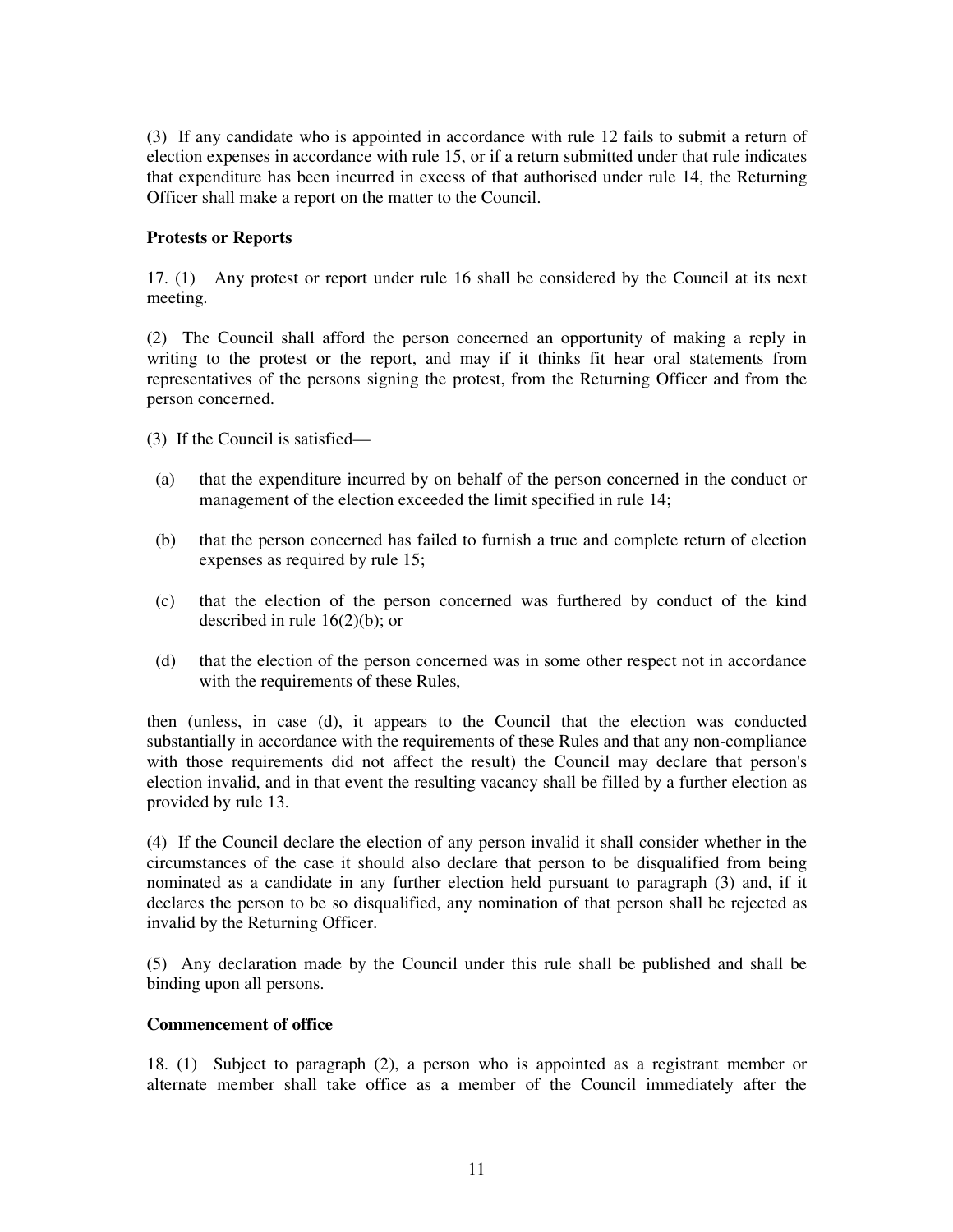(3) If any candidate who is appointed in accordance with rule 12 fails to submit a return of election expenses in accordance with rule 15, or if a return submitted under that rule indicates that expenditure has been incurred in excess of that authorised under rule 14, the Returning Officer shall make a report on the matter to the Council.

**Protests or Reports**

17. (1) Any protest or report under rule 16 shall be considered by the Council at its next meeting.

(2) The Council shall afford the person concerned an opportunity of making a reply in writing to the protest or the report, and may if it thinks fit hear oral statements from representatives of the persons signing the protest, from the Returning Officer and from the person concerned.

(3) If the Council is satisfied—

(a) that the expenditure incurred by on behalf of the person concerned in the conduct or management of the election exceeded the limit specified in rule 14;

(b) that the person concerned has failed to furnish a true and complete return of election expenses as required by rule 15;

(c) that the election of the person concerned was furthered by conduct of the kind described in rule 16(2)(b); or

(d) that the election of the person concerned was in some other respect not in accordance with the requirements of these Rules,

then (unless, in case (d), it appears to the Council that the election was conducted substantially in accordance with the requirements of these Rules and that any non-compliance with those requirements did not affect the result) the Council may declare that person's election invalid, and in that event the resulting vacancy shall be filled by a further election as provided by rule 13.

(4) If the Council declare the election of any person invalid it shall consider whether in the circumstances of the case it should also declare that person to be disqualified from being nominated as a candidate in any further election held pursuant to paragraph (3) and, if it declares the person to be so disqualified, any nomination of that person shall be rejected as invalid by the Returning Officer.

(5) Any declaration made by the Council under this rule shall be published and shall be binding upon all persons.

**Commencement of office**

18. (1) Subject to paragraph (2), a person who is appointed as a registrant member or alternate member shall take office as a member of the Council immediately after the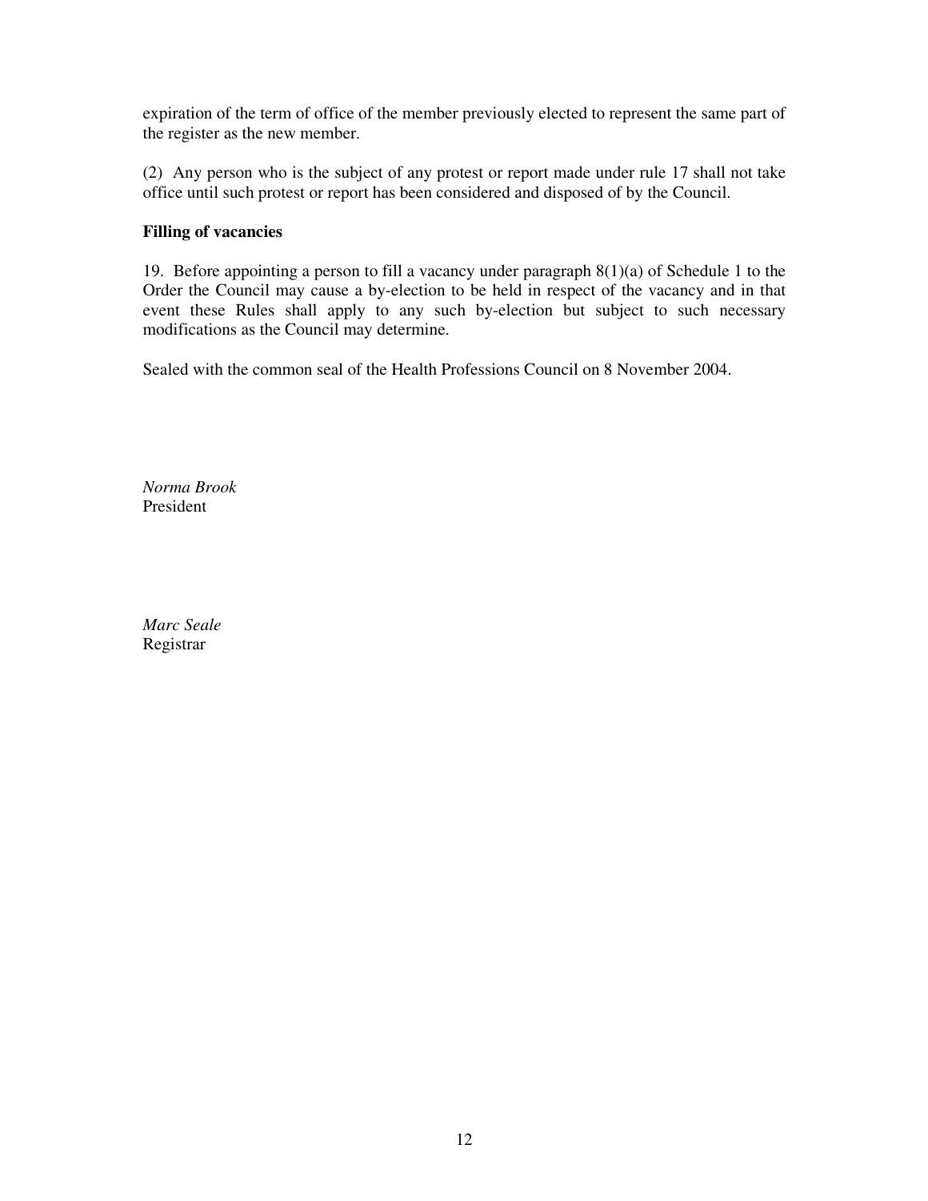expiration of the term of office of the member previously elected to represent the same part of the register as the new member.

(2) Any person who is the subject of any protest or report made under rule 17 shall not take office until such protest or report has been considered and disposed of by the Council.

**Filling of vacancies**

19. Before appointing a person to fill a vacancy under paragraph 8(1)(a) of Schedule 1 to the Order the Council may cause a by-election to be held in respect of the vacancy and in that event these Rules shall apply to any such by-election but subject to such necessary modifications as the Council may determine.

Sealed with the common seal of the Health Professions Council on 8 November 2004.

*Norma Brook*
President

*Marc Seale*
Registrar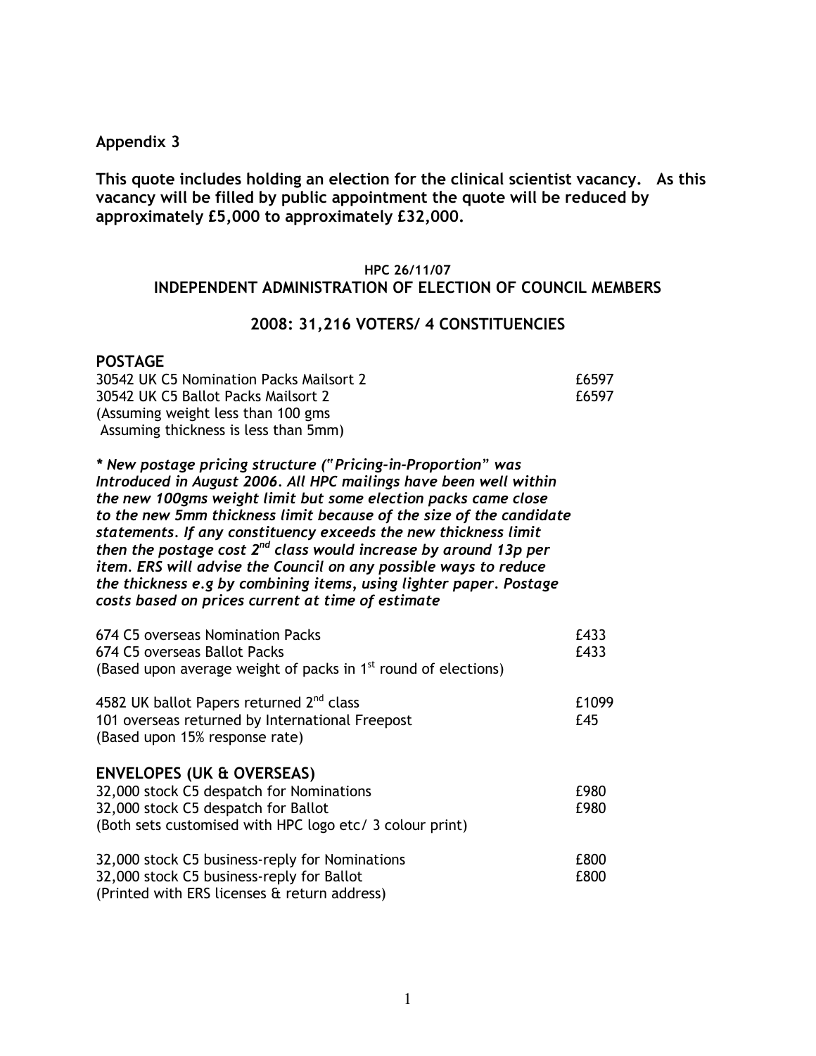**Appendix 3**

**This quote includes holding an election for the clinical scientist vacancy. As this vacancy will be filled by public appointment the quote will be reduced by approximately £5,000 to approximately £32,000.**

**HPC 26/11/07**

**INDEPENDENT ADMINISTRATION OF ELECTION OF COUNCIL MEMBERS**

**2008: 31,216 VOTERS/ 4 CONSTITUENCIES**

## POSTAGE

| | |
|---|---|
| 30542 UK C5 Nomination Packs Mailsort 2 | £6597 |
| 30542 UK C5 Ballot Packs Mailsort 2 | £6597 |
| (Assuming weight less than 100 gms<br>Assuming thickness is less than 5mm) | |

***\* New postage pricing structure ("Pricing-in-Proportion" was Introduced in August 2006. All HPC mailings have been well within the new 100gms weight limit but some election packs came close to the new 5mm thickness limit because of the size of the candidate statements. If any constituency exceeds the new thickness limit then the postage cost 2nd class would increase by around 13p per item. ERS will advise the Council on any possible ways to reduce the thickness e.g by combining items, using lighter paper. Postage costs based on prices current at time of estimate***

| | |
|---|---|
| 674 C5 overseas Nomination Packs | £433 |
| 674 C5 overseas Ballot Packs | £433 |
| (Based upon average weight of packs in 1st round of elections) | |
| 4582 UK ballot Papers returned 2nd class | £1099 |
| 101 overseas returned by International Freepost | £45 |
| (Based upon 15% response rate) | |

## ENVELOPES (UK & OVERSEAS)

| | |
|---|---|
| 32,000 stock C5 despatch for Nominations | £980 |
| 32,000 stock C5 despatch for Ballot | £980 |
| (Both sets customised with HPC logo etc/ 3 colour print) | |
| 32,000 stock C5 business-reply for Nominations | £800 |
| 32,000 stock C5 business-reply for Ballot | £800 |
| (Printed with ERS licenses & return address) | |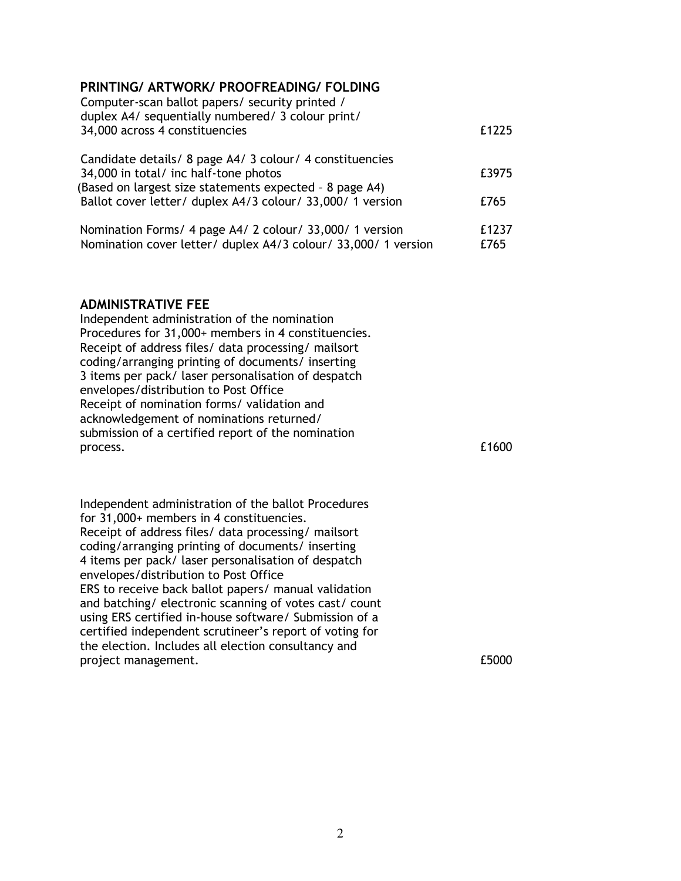## PRINTING/ ARTWORK/ PROOFREADING/ FOLDING

| | |
|---|---|
| Computer-scan ballot papers/ security printed / duplex A4/ sequentially numbered/ 3 colour print/ 34,000 across 4 constituencies | £1225 |
| Candidate details/ 8 page A4/ 3 colour/ 4 constituencies 34,000 in total/ inc half-tone photos (Based on largest size statements expected – 8 page A4) | £3975 |
| Ballot cover letter/ duplex A4/3 colour/ 33,000/ 1 version | £765 |
| Nomination Forms/ 4 page A4/ 2 colour/ 33,000/ 1 version | £1237 |
| Nomination cover letter/ duplex A4/3 colour/ 33,000/ 1 version | £765 |

## ADMINISTRATIVE FEE

| | |
|---|---|
| Independent administration of the nomination Procedures for 31,000+ members in 4 constituencies. Receipt of address files/ data processing/ mailsort coding/arranging printing of documents/ inserting 3 items per pack/ laser personalisation of despatch envelopes/distribution to Post Office Receipt of nomination forms/ validation and acknowledgement of nominations returned/ submission of a certified report of the nomination process. | £1600 |
| Independent administration of the ballot Procedures for 31,000+ members in 4 constituencies. Receipt of address files/ data processing/ mailsort coding/arranging printing of documents/ inserting 4 items per pack/ laser personalisation of despatch envelopes/distribution to Post Office ERS to receive back ballot papers/ manual validation and batching/ electronic scanning of votes cast/ count using ERS certified in-house software/ Submission of a certified independent scrutineer's report of voting for the election. Includes all election consultancy and project management. | £5000 |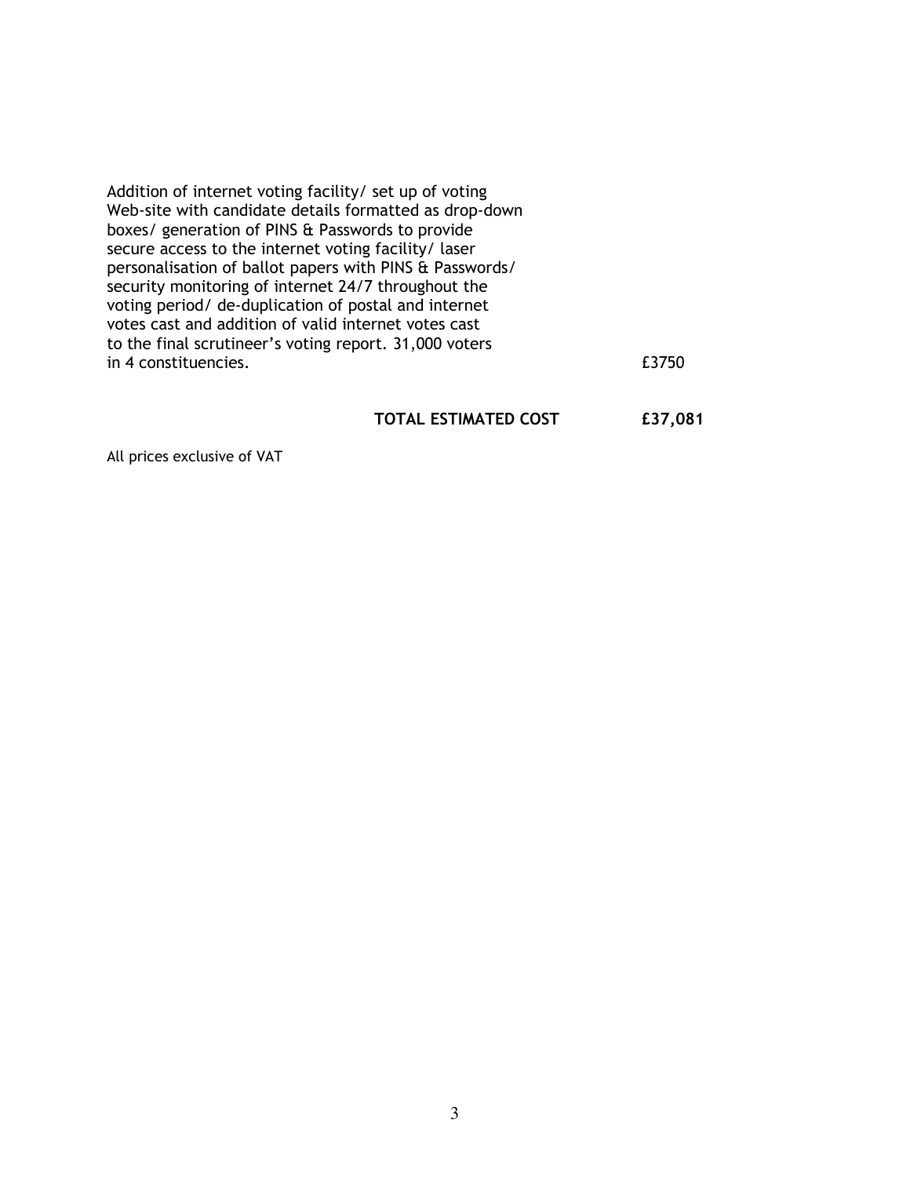| | |
|---|---|
| Addition of internet voting facility/ set up of voting Web-site with candidate details formatted as drop-down boxes/ generation of PINS & Passwords to provide secure access to the internet voting facility/ laser personalisation of ballot papers with PINS & Passwords/ security monitoring of internet 24/7 throughout the voting period/ de-duplication of postal and internet votes cast and addition of valid internet votes cast to the final scrutineer's voting report. 31,000 voters in 4 constituencies. | £3750 |
| **TOTAL ESTIMATED COST** | **£37,081** |

All prices exclusive of VAT